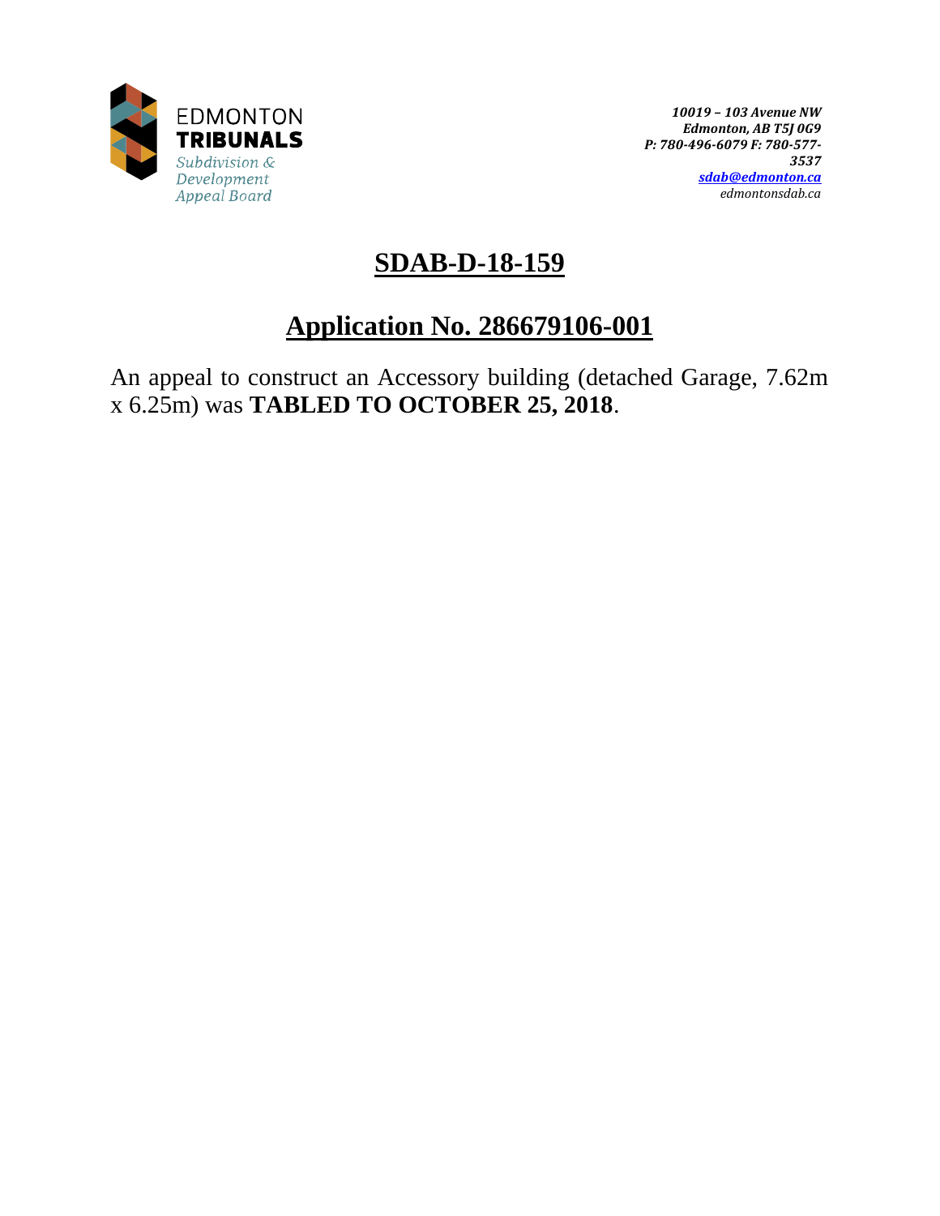EDMONTON
**TRIBUNALS**
*Subdivision & Development Appeal Board*

*10019 – 103 Avenue NW*
*Edmonton, AB T5J 0G9*
*P: 780-496-6079 F: 780-577-3537*
*sdab@edmonton.ca*
*edmontonsdab.ca*

# SDAB-D-18-159

## Application No. 286679106-001

An appeal to construct an Accessory building (detached Garage, 7.62m x 6.25m) was **TABLED TO OCTOBER 25, 2018**.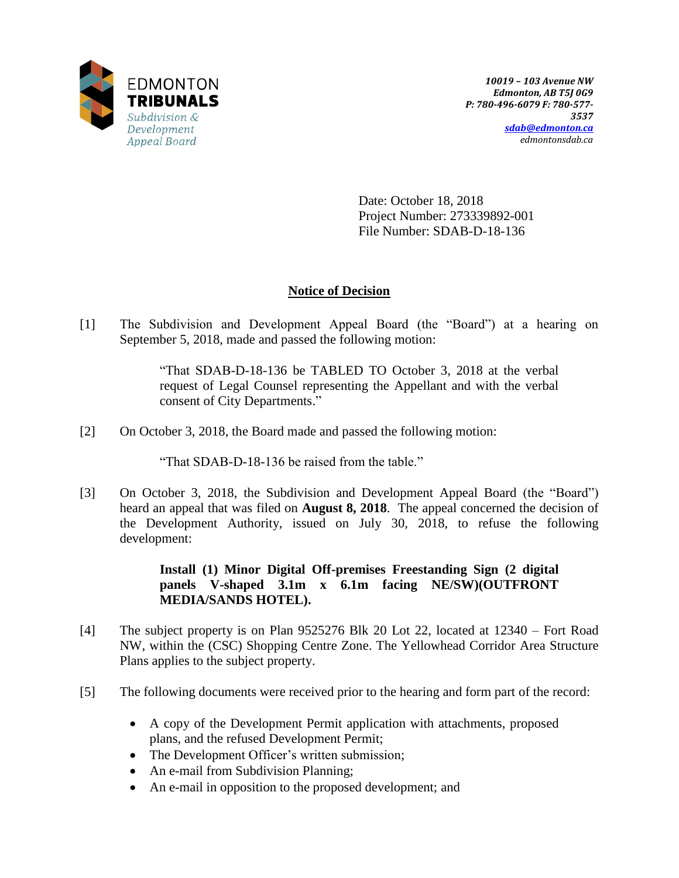EDMONTON **TRIBUNALS**
*Subdivision & Development Appeal Board*

***10019 – 103 Avenue NW***
***Edmonton, AB T5J 0G9***
***P: 780-496-6079 F: 780-577-3537***
***sdab@edmonton.ca***
*edmontonsdab.ca*

Date: October 18, 2018
Project Number: 273339892-001
File Number: SDAB-D-18-136

## Notice of Decision

[1] The Subdivision and Development Appeal Board (the "Board") at a hearing on September 5, 2018, made and passed the following motion:

> "That SDAB-D-18-136 be TABLED TO October 3, 2018 at the verbal request of Legal Counsel representing the Appellant and with the verbal consent of City Departments."

[2] On October 3, 2018, the Board made and passed the following motion:

> "That SDAB-D-18-136 be raised from the table."

[3] On October 3, 2018, the Subdivision and Development Appeal Board (the "Board") heard an appeal that was filed on **August 8, 2018**. The appeal concerned the decision of the Development Authority, issued on July 30, 2018, to refuse the following development:

> **Install (1) Minor Digital Off-premises Freestanding Sign (2 digital panels V-shaped 3.1m x 6.1m facing NE/SW)(OUTFRONT MEDIA/SANDS HOTEL).**

[4] The subject property is on Plan 9525276 Blk 20 Lot 22, located at 12340 – Fort Road NW, within the (CSC) Shopping Centre Zone. The Yellowhead Corridor Area Structure Plans applies to the subject property.

[5] The following documents were received prior to the hearing and form part of the record:

- A copy of the Development Permit application with attachments, proposed plans, and the refused Development Permit;
- The Development Officer's written submission;
- An e-mail from Subdivision Planning;
- An e-mail in opposition to the proposed development; and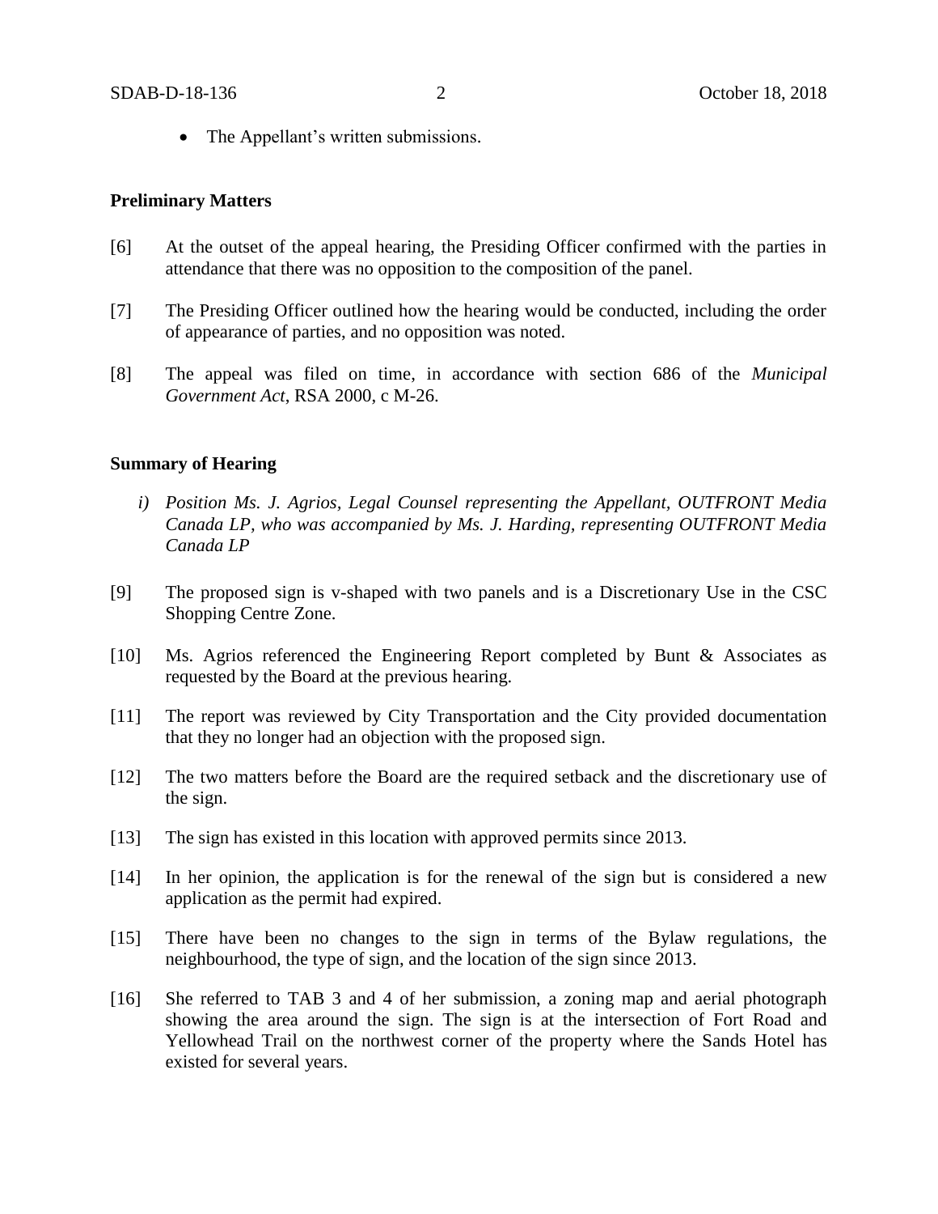- The Appellant's written submissions.

## Preliminary Matters

[6] At the outset of the appeal hearing, the Presiding Officer confirmed with the parties in attendance that there was no opposition to the composition of the panel.

[7] The Presiding Officer outlined how the hearing would be conducted, including the order of appearance of parties, and no opposition was noted.

[8] The appeal was filed on time, in accordance with section 686 of the *Municipal Government Act*, RSA 2000, c M-26.

## Summary of Hearing

*i) Position Ms. J. Agrios, Legal Counsel representing the Appellant, OUTFRONT Media Canada LP, who was accompanied by Ms. J. Harding, representing OUTFRONT Media Canada LP*

[9] The proposed sign is v-shaped with two panels and is a Discretionary Use in the CSC Shopping Centre Zone.

[10] Ms. Agrios referenced the Engineering Report completed by Bunt & Associates as requested by the Board at the previous hearing.

[11] The report was reviewed by City Transportation and the City provided documentation that they no longer had an objection with the proposed sign.

[12] The two matters before the Board are the required setback and the discretionary use of the sign.

[13] The sign has existed in this location with approved permits since 2013.

[14] In her opinion, the application is for the renewal of the sign but is considered a new application as the permit had expired.

[15] There have been no changes to the sign in terms of the Bylaw regulations, the neighbourhood, the type of sign, and the location of the sign since 2013.

[16] She referred to TAB 3 and 4 of her submission, a zoning map and aerial photograph showing the area around the sign. The sign is at the intersection of Fort Road and Yellowhead Trail on the northwest corner of the property where the Sands Hotel has existed for several years.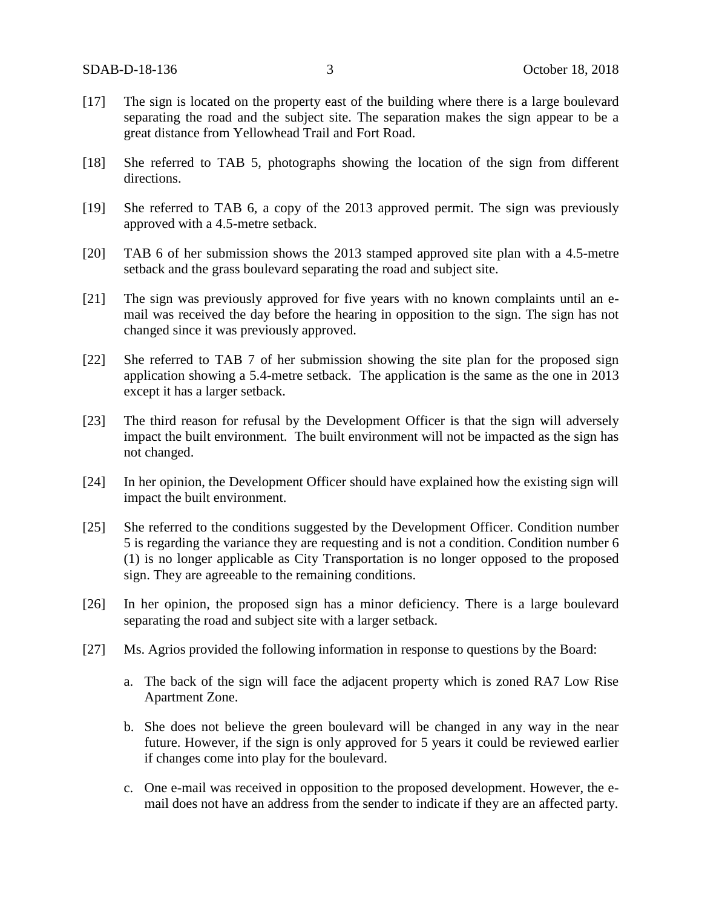[17] The sign is located on the property east of the building where there is a large boulevard separating the road and the subject site. The separation makes the sign appear to be a great distance from Yellowhead Trail and Fort Road.

[18] She referred to TAB 5, photographs showing the location of the sign from different directions.

[19] She referred to TAB 6, a copy of the 2013 approved permit. The sign was previously approved with a 4.5-metre setback.

[20] TAB 6 of her submission shows the 2013 stamped approved site plan with a 4.5-metre setback and the grass boulevard separating the road and subject site.

[21] The sign was previously approved for five years with no known complaints until an e-mail was received the day before the hearing in opposition to the sign. The sign has not changed since it was previously approved.

[22] She referred to TAB 7 of her submission showing the site plan for the proposed sign application showing a 5.4-metre setback. The application is the same as the one in 2013 except it has a larger setback.

[23] The third reason for refusal by the Development Officer is that the sign will adversely impact the built environment. The built environment will not be impacted as the sign has not changed.

[24] In her opinion, the Development Officer should have explained how the existing sign will impact the built environment.

[25] She referred to the conditions suggested by the Development Officer. Condition number 5 is regarding the variance they are requesting and is not a condition. Condition number 6 (1) is no longer applicable as City Transportation is no longer opposed to the proposed sign. They are agreeable to the remaining conditions.

[26] In her opinion, the proposed sign has a minor deficiency. There is a large boulevard separating the road and subject site with a larger setback.

[27] Ms. Agrios provided the following information in response to questions by the Board:

a. The back of the sign will face the adjacent property which is zoned RA7 Low Rise Apartment Zone.

b. She does not believe the green boulevard will be changed in any way in the near future. However, if the sign is only approved for 5 years it could be reviewed earlier if changes come into play for the boulevard.

c. One e-mail was received in opposition to the proposed development. However, the e-mail does not have an address from the sender to indicate if they are an affected party.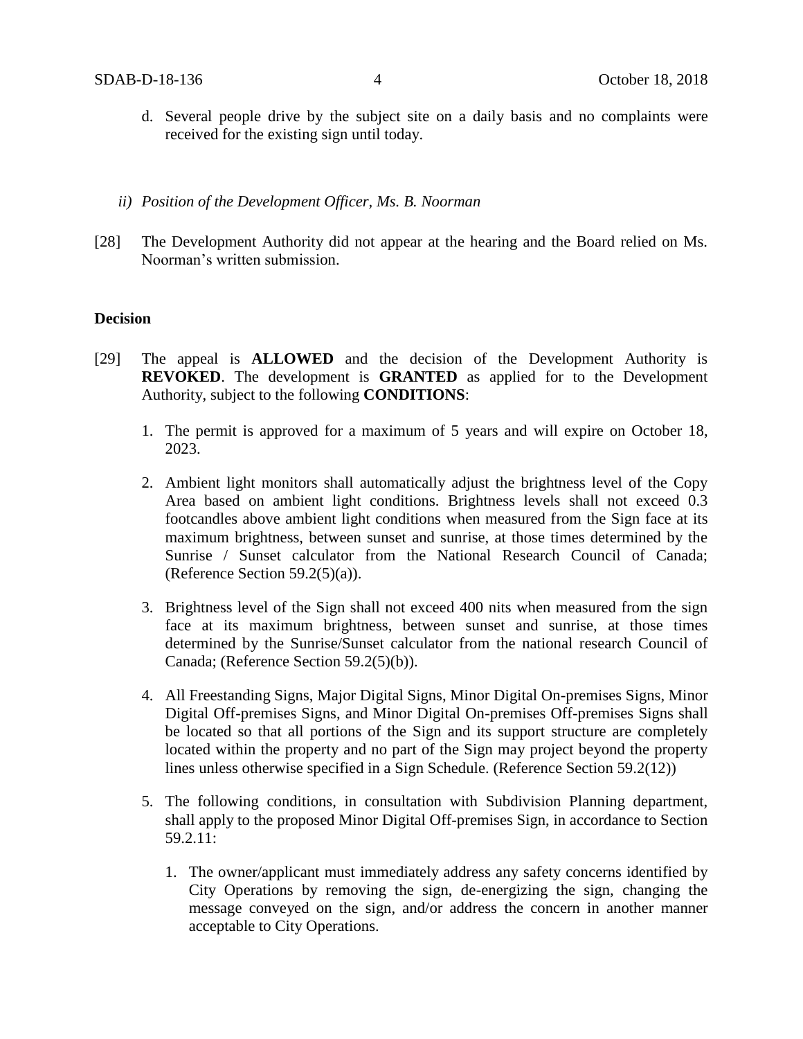d. Several people drive by the subject site on a daily basis and no complaints were received for the existing sign until today.

*ii) Position of the Development Officer, Ms. B. Noorman*

[28] The Development Authority did not appear at the hearing and the Board relied on Ms. Noorman's written submission.

**Decision**

[29] The appeal is **ALLOWED** and the decision of the Development Authority is **REVOKED**. The development is **GRANTED** as applied for to the Development Authority, subject to the following **CONDITIONS**:

1. The permit is approved for a maximum of 5 years and will expire on October 18, 2023.

2. Ambient light monitors shall automatically adjust the brightness level of the Copy Area based on ambient light conditions. Brightness levels shall not exceed 0.3 footcandles above ambient light conditions when measured from the Sign face at its maximum brightness, between sunset and sunrise, at those times determined by the Sunrise / Sunset calculator from the National Research Council of Canada; (Reference Section 59.2(5)(a)).

3. Brightness level of the Sign shall not exceed 400 nits when measured from the sign face at its maximum brightness, between sunset and sunrise, at those times determined by the Sunrise/Sunset calculator from the national research Council of Canada; (Reference Section 59.2(5)(b)).

4. All Freestanding Signs, Major Digital Signs, Minor Digital On-premises Signs, Minor Digital Off-premises Signs, and Minor Digital On-premises Off-premises Signs shall be located so that all portions of the Sign and its support structure are completely located within the property and no part of the Sign may project beyond the property lines unless otherwise specified in a Sign Schedule. (Reference Section 59.2(12))

5. The following conditions, in consultation with Subdivision Planning department, shall apply to the proposed Minor Digital Off-premises Sign, in accordance to Section 59.2.11:

    1. The owner/applicant must immediately address any safety concerns identified by City Operations by removing the sign, de-energizing the sign, changing the message conveyed on the sign, and/or address the concern in another manner acceptable to City Operations.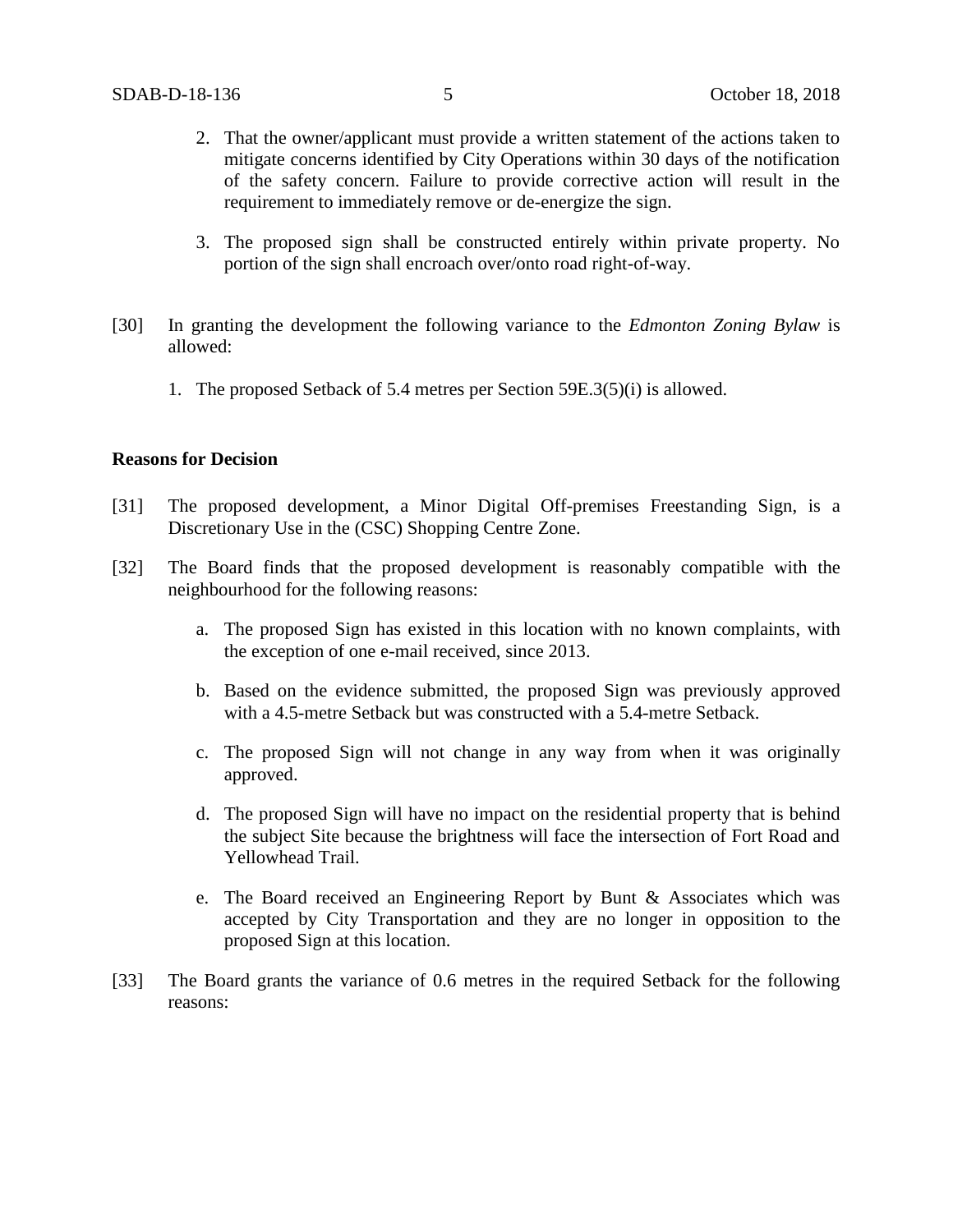2. That the owner/applicant must provide a written statement of the actions taken to mitigate concerns identified by City Operations within 30 days of the notification of the safety concern. Failure to provide corrective action will result in the requirement to immediately remove or de-energize the sign.

3. The proposed sign shall be constructed entirely within private property. No portion of the sign shall encroach over/onto road right-of-way.

[30] In granting the development the following variance to the *Edmonton Zoning Bylaw* is allowed:

1. The proposed Setback of 5.4 metres per Section 59E.3(5)(i) is allowed.

**Reasons for Decision**

[31] The proposed development, a Minor Digital Off-premises Freestanding Sign, is a Discretionary Use in the (CSC) Shopping Centre Zone.

[32] The Board finds that the proposed development is reasonably compatible with the neighbourhood for the following reasons:

a. The proposed Sign has existed in this location with no known complaints, with the exception of one e-mail received, since 2013.

b. Based on the evidence submitted, the proposed Sign was previously approved with a 4.5-metre Setback but was constructed with a 5.4-metre Setback.

c. The proposed Sign will not change in any way from when it was originally approved.

d. The proposed Sign will have no impact on the residential property that is behind the subject Site because the brightness will face the intersection of Fort Road and Yellowhead Trail.

e. The Board received an Engineering Report by Bunt & Associates which was accepted by City Transportation and they are no longer in opposition to the proposed Sign at this location.

[33] The Board grants the variance of 0.6 metres in the required Setback for the following reasons: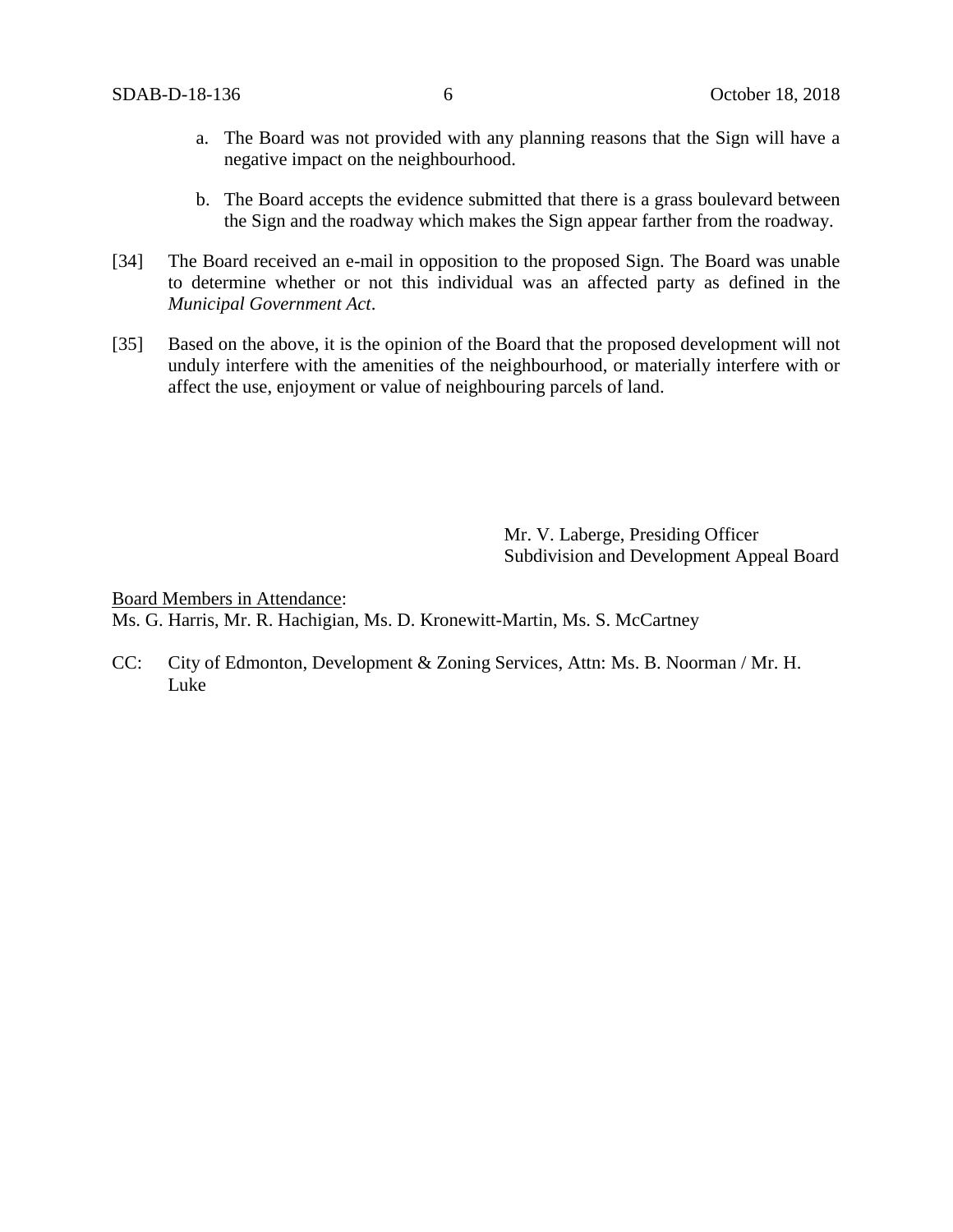a. The Board was not provided with any planning reasons that the Sign will have a negative impact on the neighbourhood.

b. The Board accepts the evidence submitted that there is a grass boulevard between the Sign and the roadway which makes the Sign appear farther from the roadway.

[34] The Board received an e-mail in opposition to the proposed Sign. The Board was unable to determine whether or not this individual was an affected party as defined in the *Municipal Government Act*.

[35] Based on the above, it is the opinion of the Board that the proposed development will not unduly interfere with the amenities of the neighbourhood, or materially interfere with or affect the use, enjoyment or value of neighbouring parcels of land.

Mr. V. Laberge, Presiding Officer
Subdivision and Development Appeal Board

Board Members in Attendance:
Ms. G. Harris, Mr. R. Hachigian, Ms. D. Kronewitt-Martin, Ms. S. McCartney

CC: City of Edmonton, Development & Zoning Services, Attn: Ms. B. Noorman / Mr. H. Luke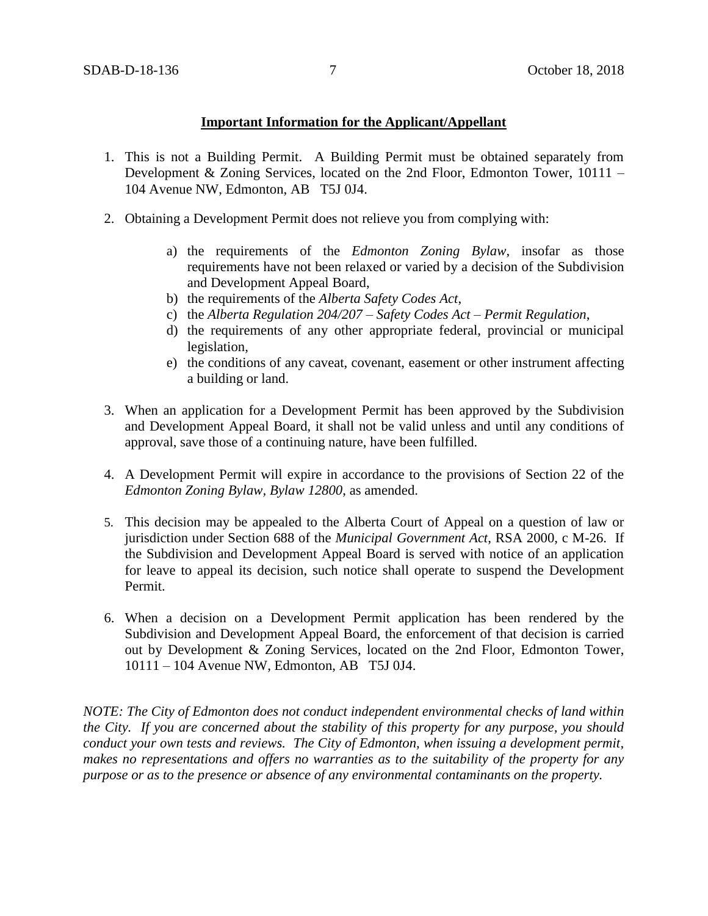**Important Information for the Applicant/Appellant**

1. This is not a Building Permit. A Building Permit must be obtained separately from Development & Zoning Services, located on the 2nd Floor, Edmonton Tower, 10111 – 104 Avenue NW, Edmonton, AB T5J 0J4.

2. Obtaining a Development Permit does not relieve you from complying with:

   a) the requirements of the *Edmonton Zoning Bylaw*, insofar as those requirements have not been relaxed or varied by a decision of the Subdivision and Development Appeal Board,
   b) the requirements of the *Alberta Safety Codes Act*,
   c) the *Alberta Regulation 204/207 – Safety Codes Act – Permit Regulation*,
   d) the requirements of any other appropriate federal, provincial or municipal legislation,
   e) the conditions of any caveat, covenant, easement or other instrument affecting a building or land.

3. When an application for a Development Permit has been approved by the Subdivision and Development Appeal Board, it shall not be valid unless and until any conditions of approval, save those of a continuing nature, have been fulfilled.

4. A Development Permit will expire in accordance to the provisions of Section 22 of the *Edmonton Zoning Bylaw, Bylaw 12800*, as amended.

5. This decision may be appealed to the Alberta Court of Appeal on a question of law or jurisdiction under Section 688 of the *Municipal Government Act*, RSA 2000, c M-26. If the Subdivision and Development Appeal Board is served with notice of an application for leave to appeal its decision, such notice shall operate to suspend the Development Permit.

6. When a decision on a Development Permit application has been rendered by the Subdivision and Development Appeal Board, the enforcement of that decision is carried out by Development & Zoning Services, located on the 2nd Floor, Edmonton Tower, 10111 – 104 Avenue NW, Edmonton, AB T5J 0J4.

*NOTE: The City of Edmonton does not conduct independent environmental checks of land within the City. If you are concerned about the stability of this property for any purpose, you should conduct your own tests and reviews. The City of Edmonton, when issuing a development permit, makes no representations and offers no warranties as to the suitability of the property for any purpose or as to the presence or absence of any environmental contaminants on the property.*